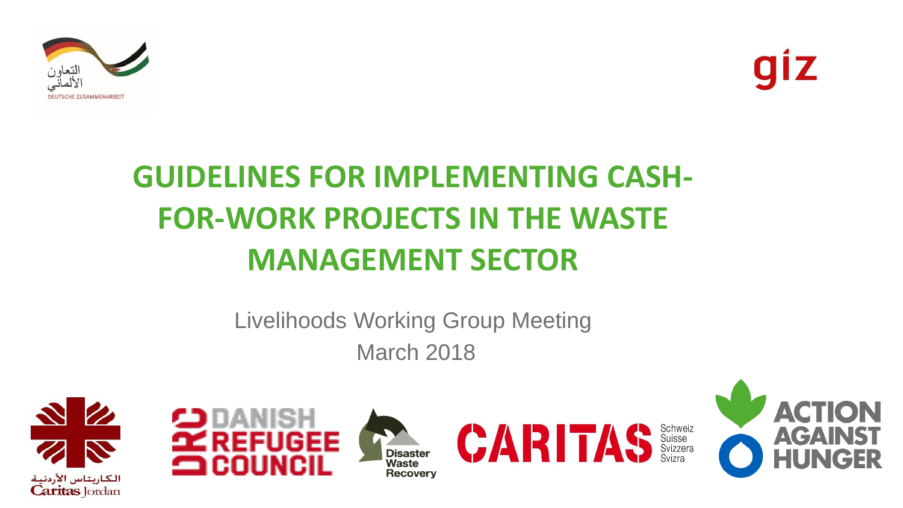# GUIDELINES FOR IMPLEMENTING CASH-FOR-WORK PROJECTS IN THE WASTE MANAGEMENT SECTOR

Livelihoods Working Group Meeting

March 2018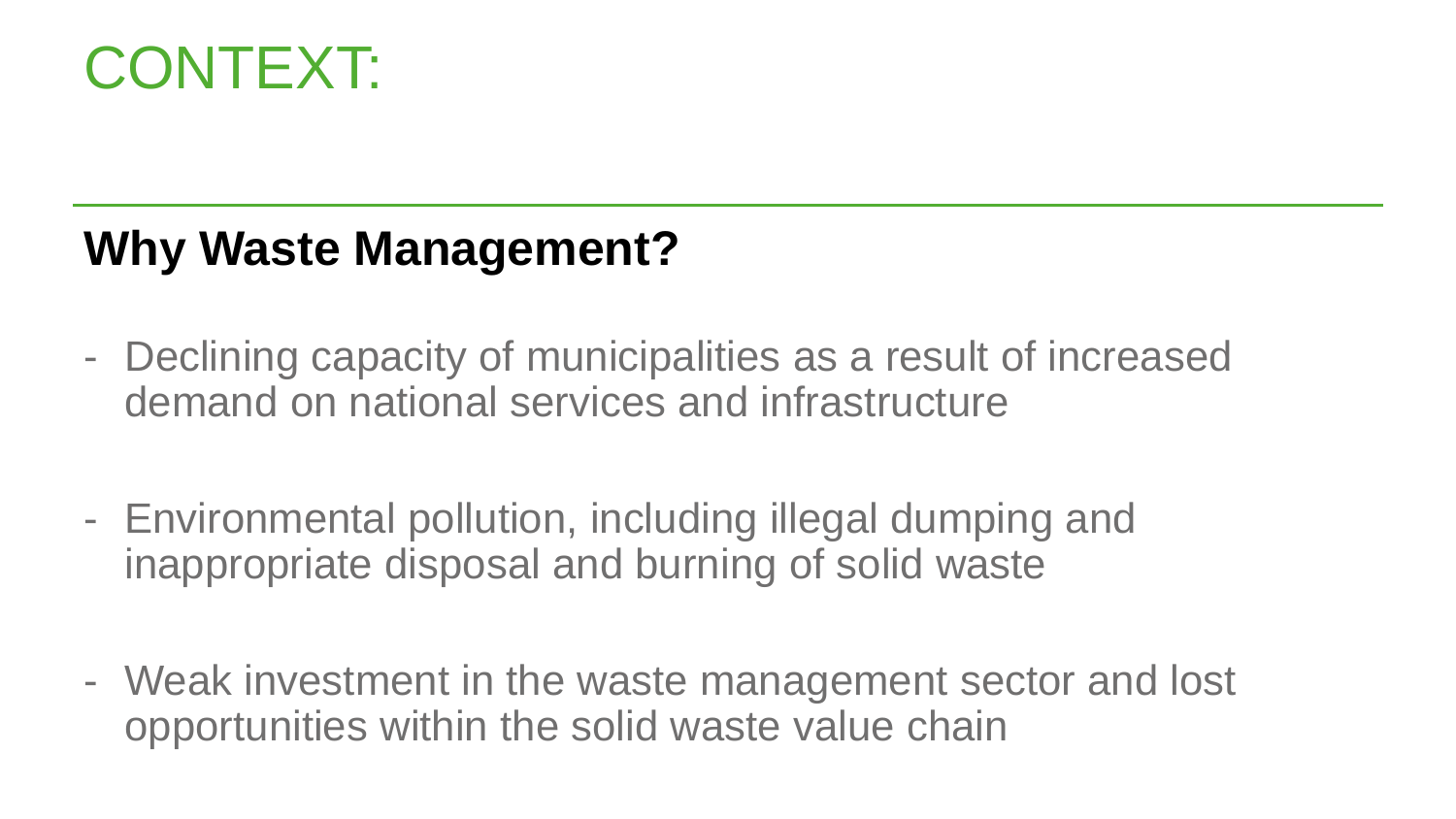# CONTEXT:

## Why Waste Management?

- Declining capacity of municipalities as a result of increased demand on national services and infrastructure

- Environmental pollution, including illegal dumping and inappropriate disposal and burning of solid waste

- Weak investment in the waste management sector and lost opportunities within the solid waste value chain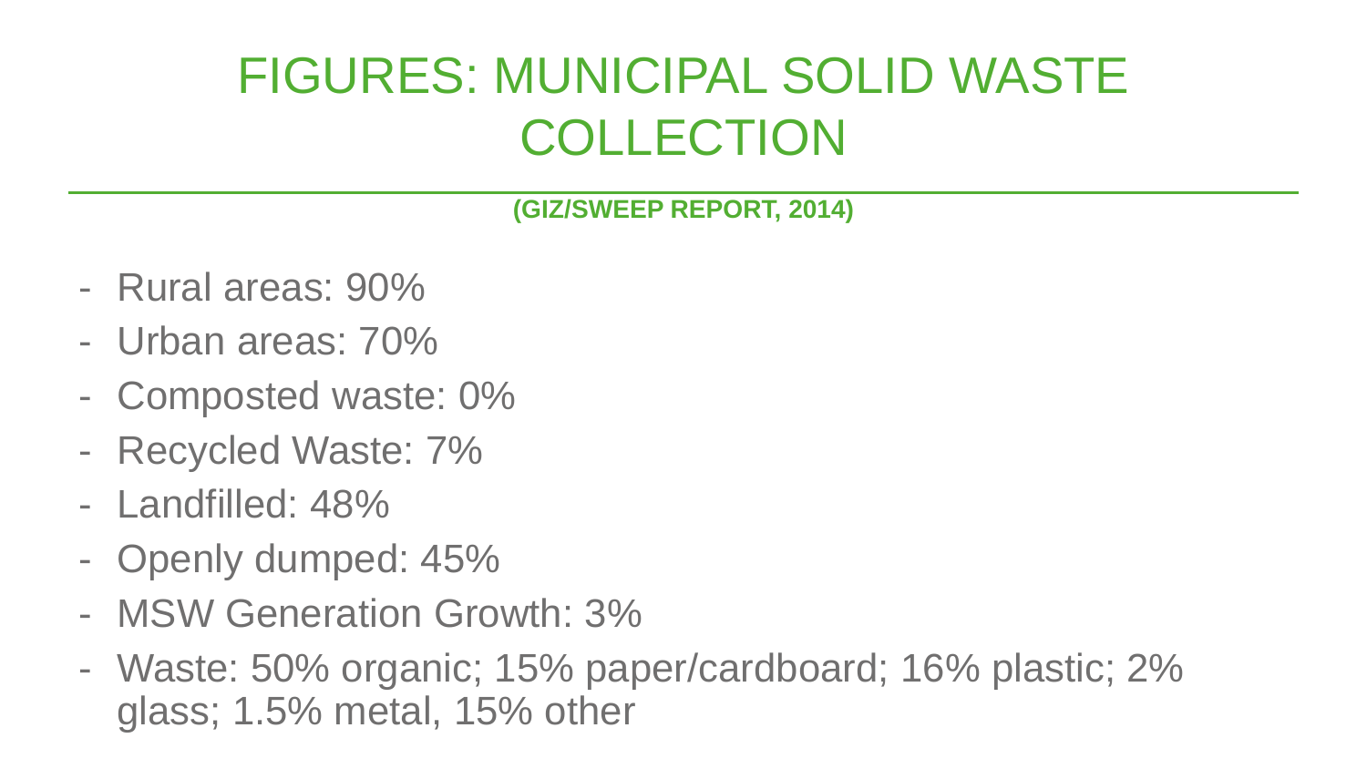# FIGURES: MUNICIPAL SOLID WASTE COLLECTION

**(GIZ/SWEEP REPORT, 2014)**

- Rural areas: 90%
- Urban areas: 70%
- Composted waste: 0%
- Recycled Waste: 7%
- Landfilled: 48%
- Openly dumped: 45%
- MSW Generation Growth: 3%
- Waste: 50% organic; 15% paper/cardboard; 16% plastic; 2% glass; 1.5% metal, 15% other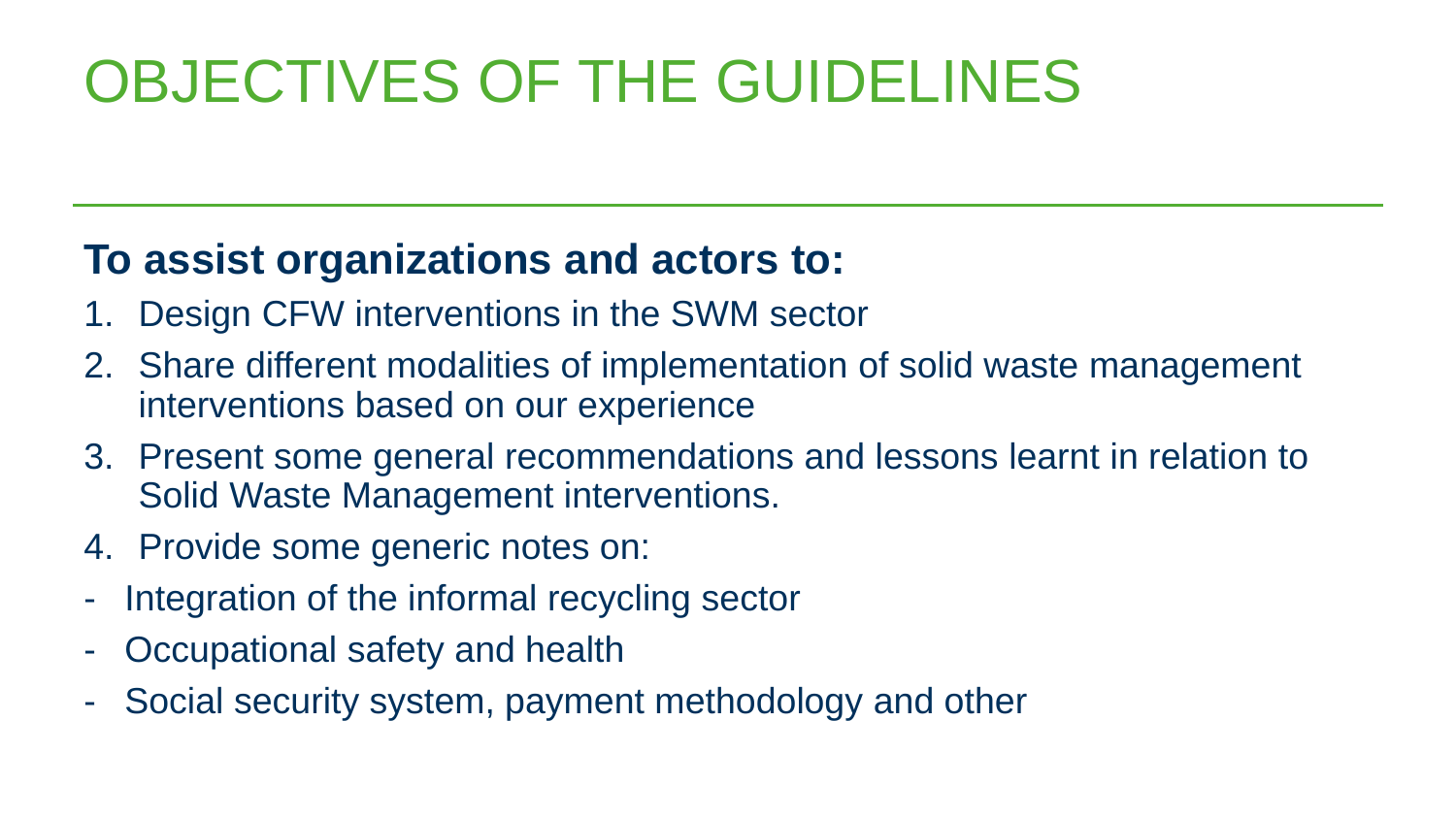# OBJECTIVES OF THE GUIDELINES

**To assist organizations and actors to:**

1. Design CFW interventions in the SWM sector
2. Share different modalities of implementation of solid waste management interventions based on our experience
3. Present some general recommendations and lessons learnt in relation to Solid Waste Management interventions.
4. Provide some generic notes on:

- Integration of the informal recycling sector
- Occupational safety and health
- Social security system, payment methodology and other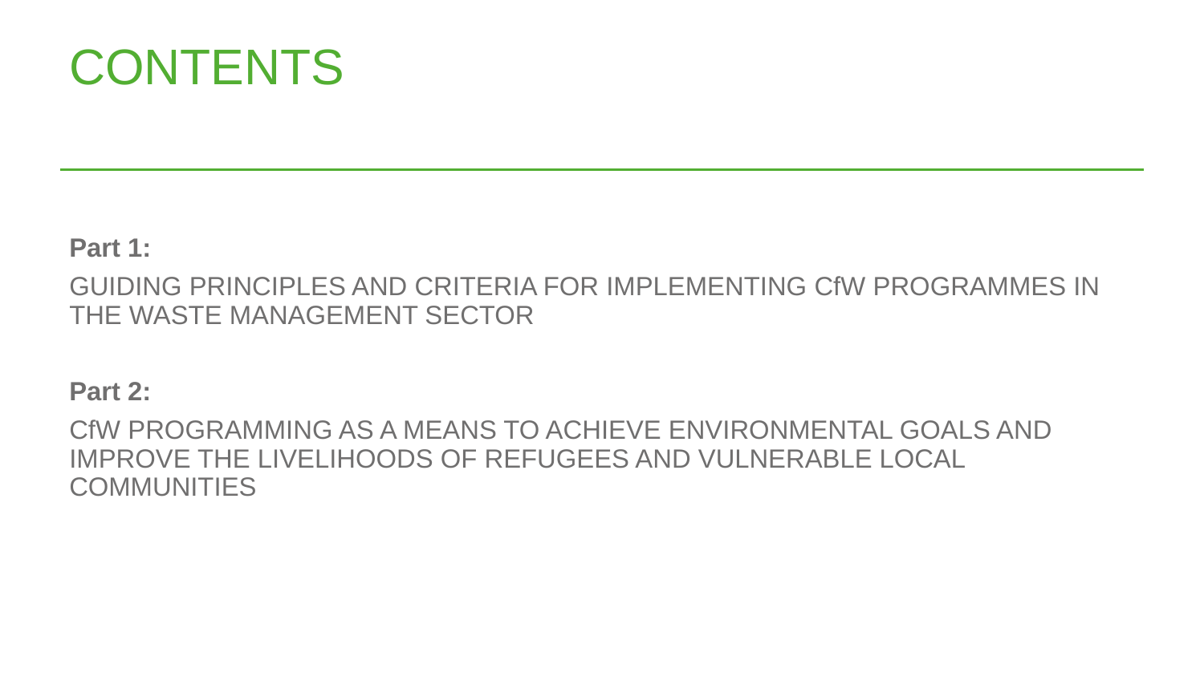# CONTENTS

**Part 1:**

GUIDING PRINCIPLES AND CRITERIA FOR IMPLEMENTING CfW PROGRAMMES IN THE WASTE MANAGEMENT SECTOR

**Part 2:**

CfW PROGRAMMING AS A MEANS TO ACHIEVE ENVIRONMENTAL GOALS AND IMPROVE THE LIVELIHOODS OF REFUGEES AND VULNERABLE LOCAL COMMUNITIES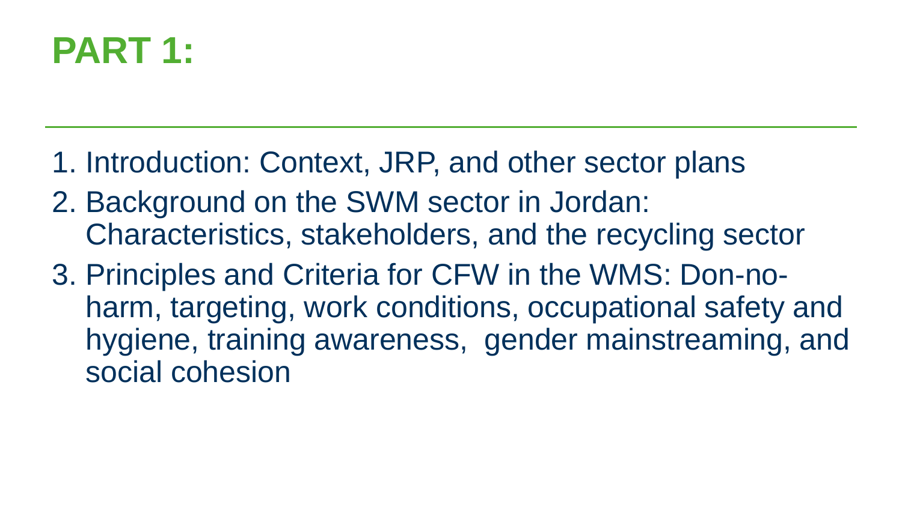# PART 1:

1. Introduction: Context, JRP, and other sector plans
2. Background on the SWM sector in Jordan: Characteristics, stakeholders, and the recycling sector
3. Principles and Criteria for CFW in the WMS: Don-no-harm, targeting, work conditions, occupational safety and hygiene, training awareness, gender mainstreaming, and social cohesion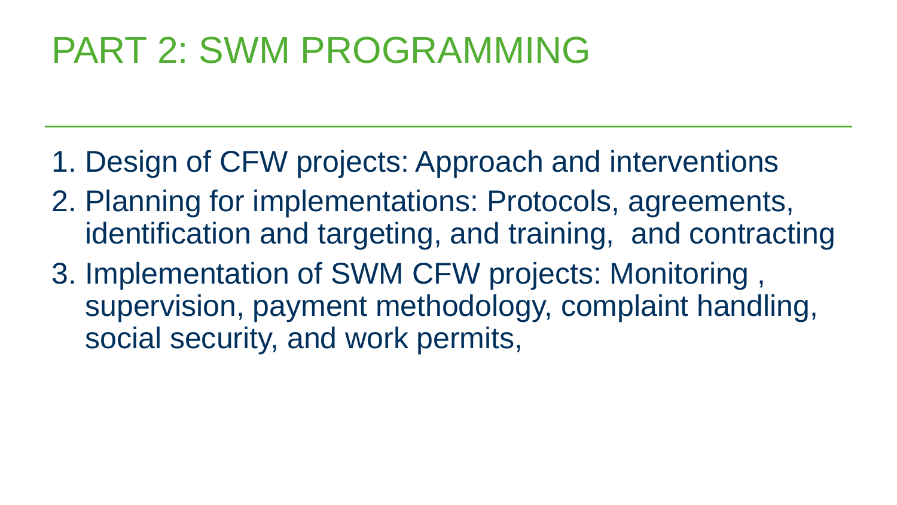# PART 2: SWM PROGRAMMING

1. Design of CFW projects: Approach and interventions
2. Planning for implementations: Protocols, agreements, identification and targeting, and training,  and contracting
3. Implementation of SWM CFW projects: Monitoring , supervision, payment methodology, complaint handling, social security, and work permits,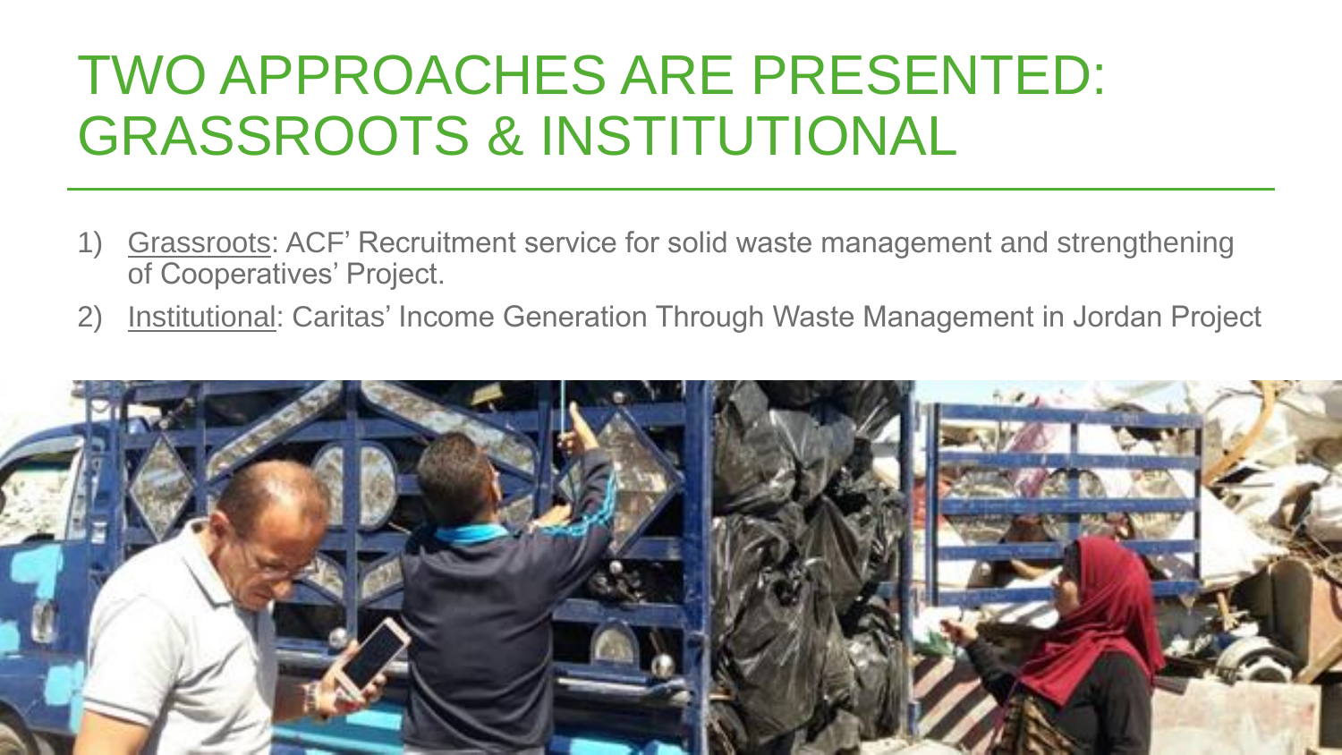# TWO APPROACHES ARE PRESENTED: GRASSROOTS & INSTITUTIONAL

1) Grassroots: ACF' Recruitment service for solid waste management and strengthening of Cooperatives' Project.
2) Institutional: Caritas' Income Generation Through Waste Management in Jordan Project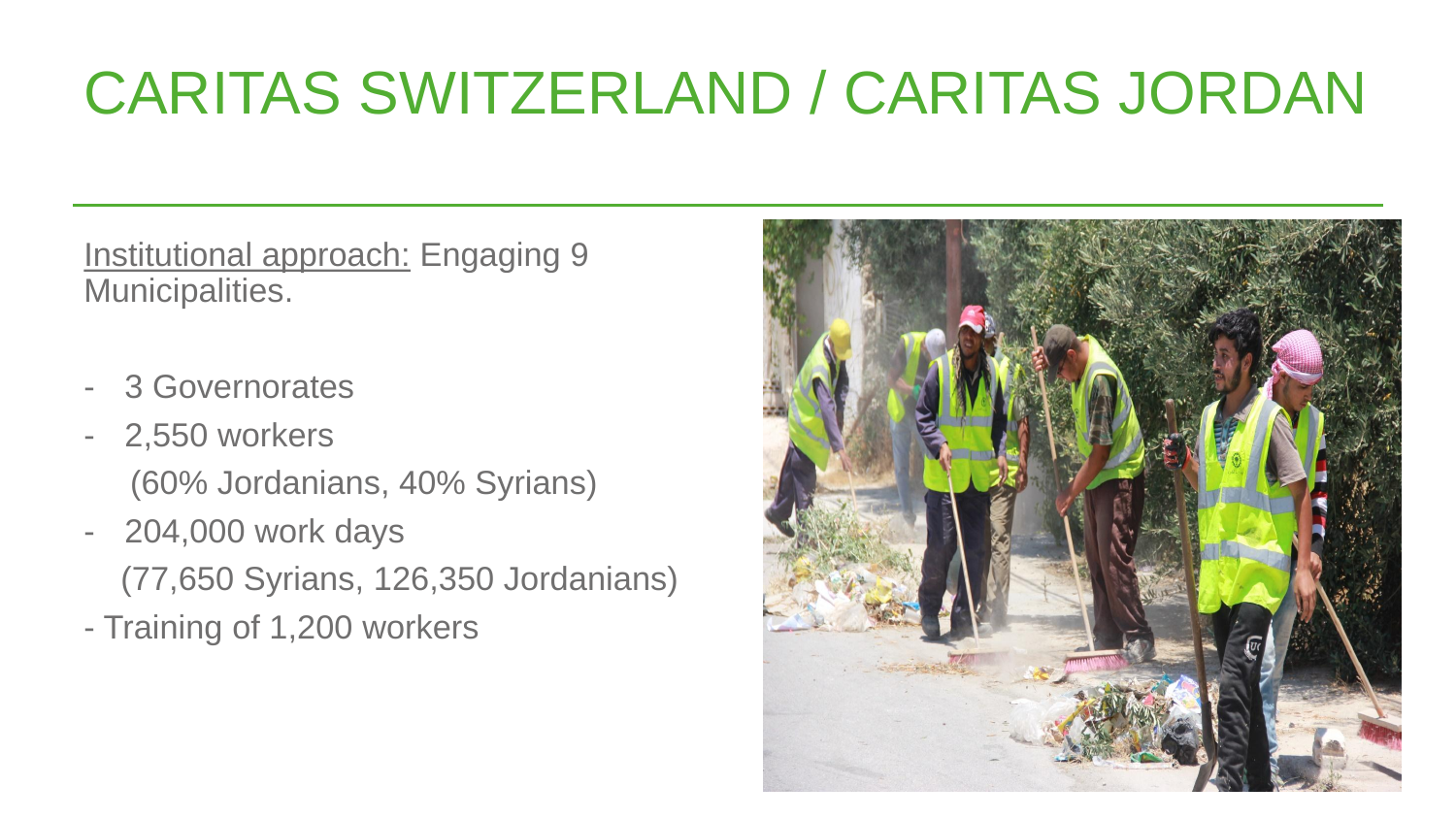# CARITAS SWITZERLAND / CARITAS JORDAN

Institutional approach: Engaging 9 Municipalities.

- 3 Governorates
- 2,550 workers
  (60% Jordanians, 40% Syrians)
- 204,000 work days
  (77,650 Syrians, 126,350 Jordanians)
- Training of 1,200 workers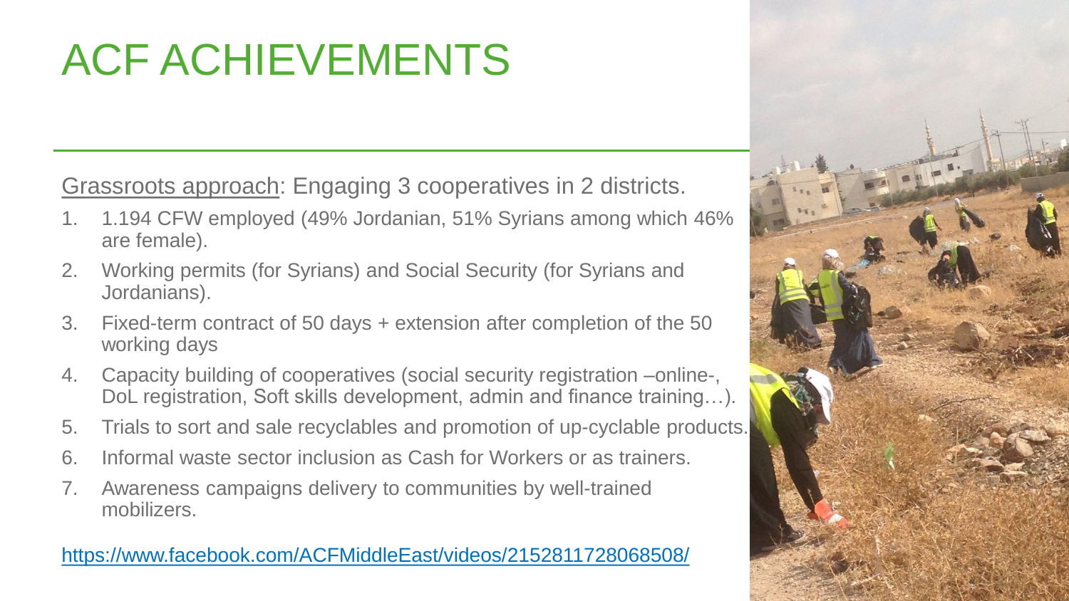# ACF ACHIEVEMENTS

Grassroots approach: Engaging 3 cooperatives in 2 districts.

1. 1.194 CFW employed (49% Jordanian, 51% Syrians among which 46% are female).
2. Working permits (for Syrians) and Social Security (for Syrians and Jordanians).
3. Fixed-term contract of 50 days + extension after completion of the 50 working days
4. Capacity building of cooperatives (social security registration –online-, DoL registration, Soft skills development, admin and finance training…).
5. Trials to sort and sale recyclables and promotion of up-cyclable products.
6. Informal waste sector inclusion as Cash for Workers or as trainers.
7. Awareness campaigns delivery to communities by well-trained mobilizers.

https://www.facebook.com/ACFMiddleEast/videos/2152811728068508/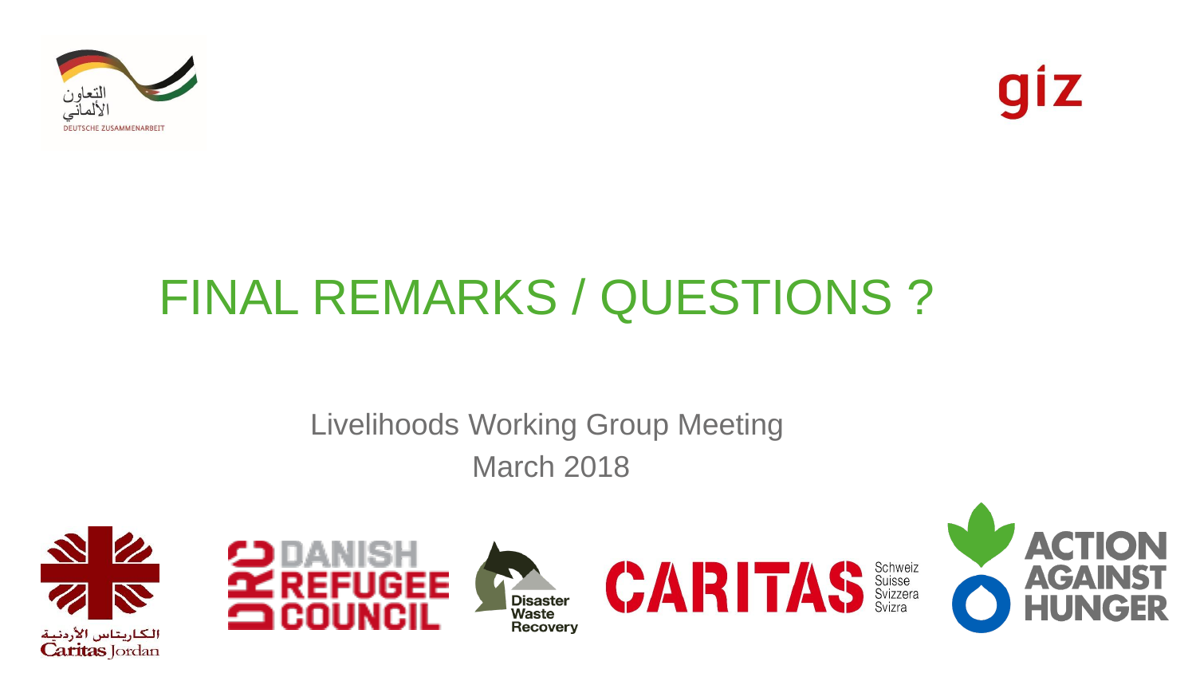# FINAL REMARKS / QUESTIONS ?

Livelihoods Working Group Meeting

March 2018